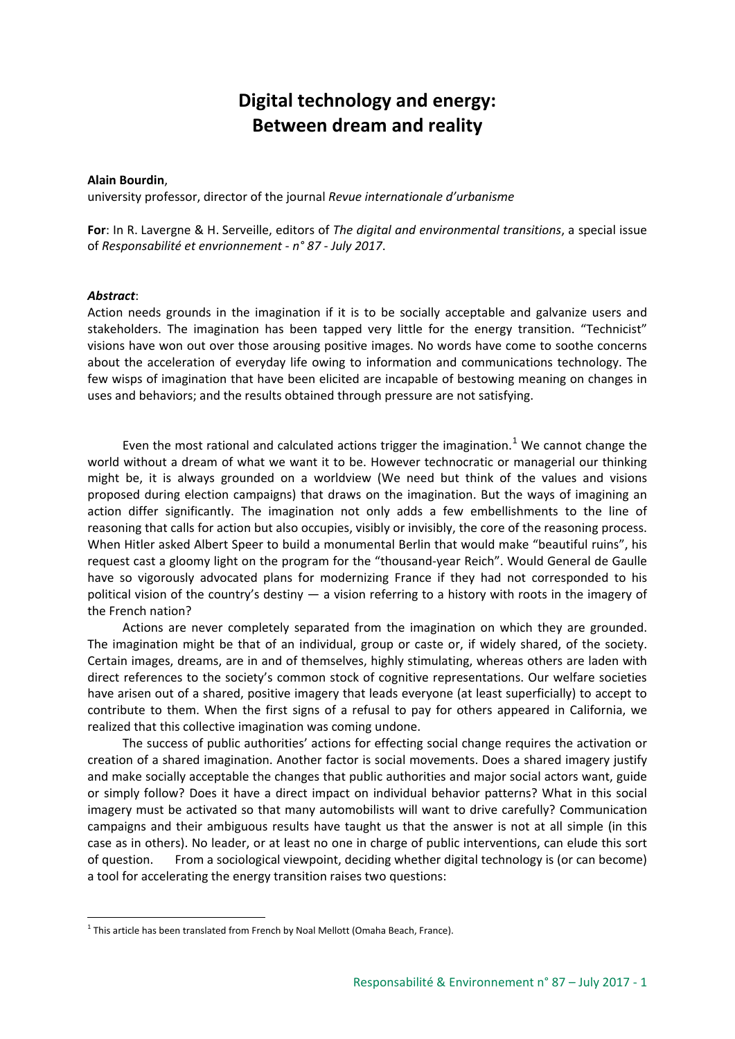# Digital technology and energy: Between dream and reality

**Alain Bourdin**,
university professor, director of the journal *Revue internationale d'urbanisme*

**For**: In R. Lavergne & H. Serveille, editors of *The digital and environmental transitions*, a special issue of *Responsabilité et envrionnement - n° 87 - July 2017*.

***Abstract***:
Action needs grounds in the imagination if it is to be socially acceptable and galvanize users and stakeholders. The imagination has been tapped very little for the energy transition. "Technicist" visions have won out over those arousing positive images. No words have come to soothe concerns about the acceleration of everyday life owing to information and communications technology. The few wisps of imagination that have been elicited are incapable of bestowing meaning on changes in uses and behaviors; and the results obtained through pressure are not satisfying.

Even the most rational and calculated actions trigger the imagination.[1] We cannot change the world without a dream of what we want it to be. However technocratic or managerial our thinking might be, it is always grounded on a worldview (We need but think of the values and visions proposed during election campaigns) that draws on the imagination. But the ways of imagining an action differ significantly. The imagination not only adds a few embellishments to the line of reasoning that calls for action but also occupies, visibly or invisibly, the core of the reasoning process. When Hitler asked Albert Speer to build a monumental Berlin that would make "beautiful ruins", his request cast a gloomy light on the program for the "thousand-year Reich". Would General de Gaulle have so vigorously advocated plans for modernizing France if they had not corresponded to his political vision of the country's destiny — a vision referring to a history with roots in the imagery of the French nation?

Actions are never completely separated from the imagination on which they are grounded. The imagination might be that of an individual, group or caste or, if widely shared, of the society. Certain images, dreams, are in and of themselves, highly stimulating, whereas others are laden with direct references to the society's common stock of cognitive representations. Our welfare societies have arisen out of a shared, positive imagery that leads everyone (at least superficially) to accept to contribute to them. When the first signs of a refusal to pay for others appeared in California, we realized that this collective imagination was coming undone.

The success of public authorities' actions for effecting social change requires the activation or creation of a shared imagination. Another factor is social movements. Does a shared imagery justify and make socially acceptable the changes that public authorities and major social actors want, guide or simply follow? Does it have a direct impact on individual behavior patterns? What in this social imagery must be activated so that many automobilists will want to drive carefully? Communication campaigns and their ambiguous results have taught us that the answer is not at all simple (in this case as in others). No leader, or at least no one in charge of public interventions, can elude this sort of question. From a sociological viewpoint, deciding whether digital technology is (or can become) a tool for accelerating the energy transition raises two questions:

[1] This article has been translated from French by Noal Mellott (Omaha Beach, France).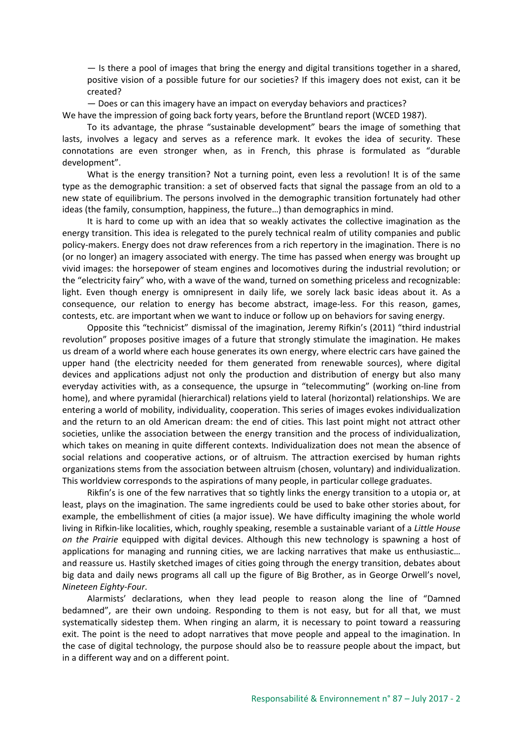— Is there a pool of images that bring the energy and digital transitions together in a shared, positive vision of a possible future for our societies? If this imagery does not exist, can it be created?

— Does or can this imagery have an impact on everyday behaviors and practices?

We have the impression of going back forty years, before the Bruntland report (WCED 1987).

To its advantage, the phrase "sustainable development" bears the image of something that lasts, involves a legacy and serves as a reference mark. It evokes the idea of security. These connotations are even stronger when, as in French, this phrase is formulated as "durable development".

What is the energy transition? Not a turning point, even less a revolution! It is of the same type as the demographic transition: a set of observed facts that signal the passage from an old to a new state of equilibrium. The persons involved in the demographic transition fortunately had other ideas (the family, consumption, happiness, the future…) than demographics in mind.

It is hard to come up with an idea that so weakly activates the collective imagination as the energy transition. This idea is relegated to the purely technical realm of utility companies and public policy-makers. Energy does not draw references from a rich repertory in the imagination. There is no (or no longer) an imagery associated with energy. The time has passed when energy was brought up vivid images: the horsepower of steam engines and locomotives during the industrial revolution; or the "electricity fairy" who, with a wave of the wand, turned on something priceless and recognizable: light. Even though energy is omnipresent in daily life, we sorely lack basic ideas about it. As a consequence, our relation to energy has become abstract, image-less. For this reason, games, contests, etc. are important when we want to induce or follow up on behaviors for saving energy.

Opposite this "technicist" dismissal of the imagination, Jeremy Rifkin's (2011) "third industrial revolution" proposes positive images of a future that strongly stimulate the imagination. He makes us dream of a world where each house generates its own energy, where electric cars have gained the upper hand (the electricity needed for them generated from renewable sources), where digital devices and applications adjust not only the production and distribution of energy but also many everyday activities with, as a consequence, the upsurge in "telecommuting" (working on-line from home), and where pyramidal (hierarchical) relations yield to lateral (horizontal) relationships. We are entering a world of mobility, individuality, cooperation. This series of images evokes individualization and the return to an old American dream: the end of cities. This last point might not attract other societies, unlike the association between the energy transition and the process of individualization, which takes on meaning in quite different contexts. Individualization does not mean the absence of social relations and cooperative actions, or of altruism. The attraction exercised by human rights organizations stems from the association between altruism (chosen, voluntary) and individualization. This worldview corresponds to the aspirations of many people, in particular college graduates.

Rikfin's is one of the few narratives that so tightly links the energy transition to a utopia or, at least, plays on the imagination. The same ingredients could be used to bake other stories about, for example, the embellishment of cities (a major issue). We have difficulty imagining the whole world living in Rifkin-like localities, which, roughly speaking, resemble a sustainable variant of a *Little House on the Prairie* equipped with digital devices. Although this new technology is spawning a host of applications for managing and running cities, we are lacking narratives that make us enthusiastic… and reassure us. Hastily sketched images of cities going through the energy transition, debates about big data and daily news programs all call up the figure of Big Brother, as in George Orwell's novel, *Nineteen Eighty-Four*.

Alarmists' declarations, when they lead people to reason along the line of "Damned bedamned", are their own undoing. Responding to them is not easy, but for all that, we must systematically sidestep them. When ringing an alarm, it is necessary to point toward a reassuring exit. The point is the need to adopt narratives that move people and appeal to the imagination. In the case of digital technology, the purpose should also be to reassure people about the impact, but in a different way and on a different point.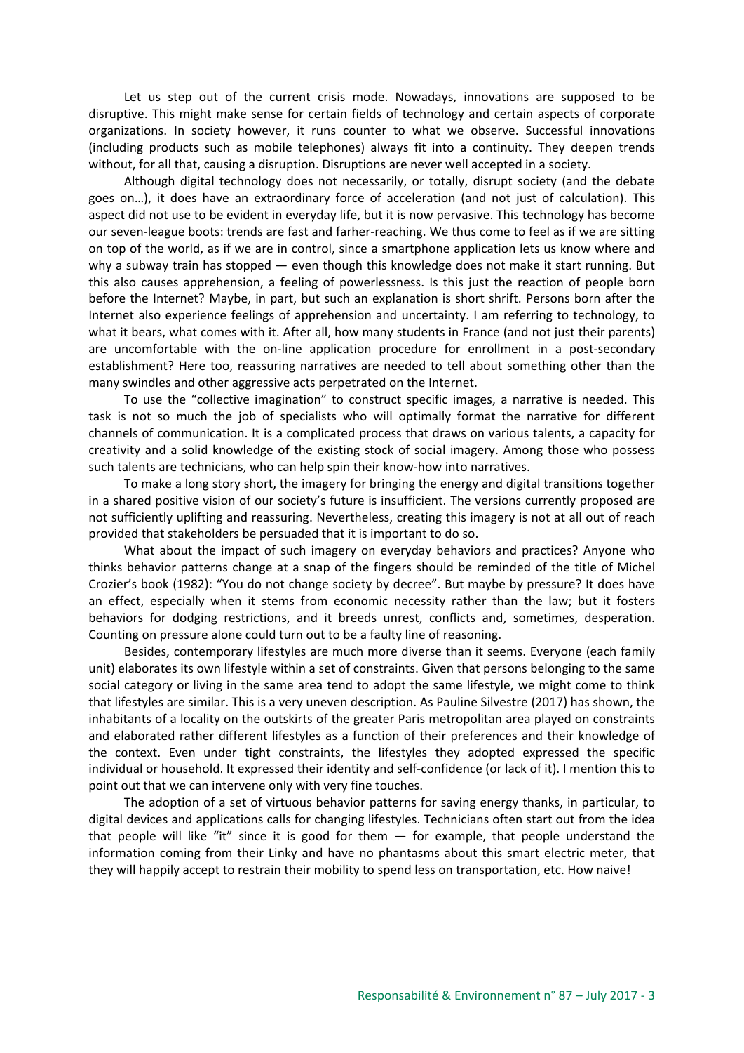Let us step out of the current crisis mode. Nowadays, innovations are supposed to be disruptive. This might make sense for certain fields of technology and certain aspects of corporate organizations. In society however, it runs counter to what we observe. Successful innovations (including products such as mobile telephones) always fit into a continuity. They deepen trends without, for all that, causing a disruption. Disruptions are never well accepted in a society.

Although digital technology does not necessarily, or totally, disrupt society (and the debate goes on…), it does have an extraordinary force of acceleration (and not just of calculation). This aspect did not use to be evident in everyday life, but it is now pervasive. This technology has become our seven-league boots: trends are fast and farher-reaching. We thus come to feel as if we are sitting on top of the world, as if we are in control, since a smartphone application lets us know where and why a subway train has stopped — even though this knowledge does not make it start running. But this also causes apprehension, a feeling of powerlessness. Is this just the reaction of people born before the Internet? Maybe, in part, but such an explanation is short shrift. Persons born after the Internet also experience feelings of apprehension and uncertainty. I am referring to technology, to what it bears, what comes with it. After all, how many students in France (and not just their parents) are uncomfortable with the on-line application procedure for enrollment in a post-secondary establishment? Here too, reassuring narratives are needed to tell about something other than the many swindles and other aggressive acts perpetrated on the Internet.

To use the "collective imagination" to construct specific images, a narrative is needed. This task is not so much the job of specialists who will optimally format the narrative for different channels of communication. It is a complicated process that draws on various talents, a capacity for creativity and a solid knowledge of the existing stock of social imagery. Among those who possess such talents are technicians, who can help spin their know-how into narratives.

To make a long story short, the imagery for bringing the energy and digital transitions together in a shared positive vision of our society's future is insufficient. The versions currently proposed are not sufficiently uplifting and reassuring. Nevertheless, creating this imagery is not at all out of reach provided that stakeholders be persuaded that it is important to do so.

What about the impact of such imagery on everyday behaviors and practices? Anyone who thinks behavior patterns change at a snap of the fingers should be reminded of the title of Michel Crozier's book (1982): "You do not change society by decree". But maybe by pressure? It does have an effect, especially when it stems from economic necessity rather than the law; but it fosters behaviors for dodging restrictions, and it breeds unrest, conflicts and, sometimes, desperation. Counting on pressure alone could turn out to be a faulty line of reasoning.

Besides, contemporary lifestyles are much more diverse than it seems. Everyone (each family unit) elaborates its own lifestyle within a set of constraints. Given that persons belonging to the same social category or living in the same area tend to adopt the same lifestyle, we might come to think that lifestyles are similar. This is a very uneven description. As Pauline Silvestre (2017) has shown, the inhabitants of a locality on the outskirts of the greater Paris metropolitan area played on constraints and elaborated rather different lifestyles as a function of their preferences and their knowledge of the context. Even under tight constraints, the lifestyles they adopted expressed the specific individual or household. It expressed their identity and self-confidence (or lack of it). I mention this to point out that we can intervene only with very fine touches.

The adoption of a set of virtuous behavior patterns for saving energy thanks, in particular, to digital devices and applications calls for changing lifestyles. Technicians often start out from the idea that people will like "it" since it is good for them — for example, that people understand the information coming from their Linky and have no phantasms about this smart electric meter, that they will happily accept to restrain their mobility to spend less on transportation, etc. How naive!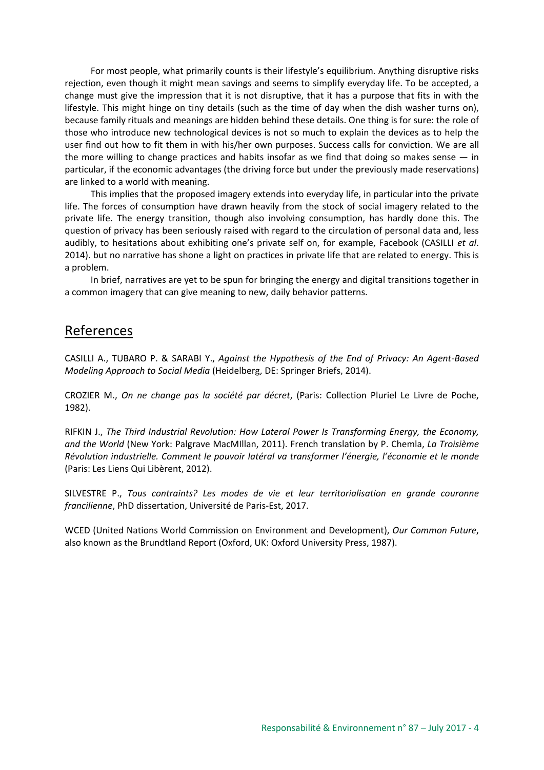For most people, what primarily counts is their lifestyle's equilibrium. Anything disruptive risks rejection, even though it might mean savings and seems to simplify everyday life. To be accepted, a change must give the impression that it is not disruptive, that it has a purpose that fits in with the lifestyle. This might hinge on tiny details (such as the time of day when the dish washer turns on), because family rituals and meanings are hidden behind these details. One thing is for sure: the role of those who introduce new technological devices is not so much to explain the devices as to help the user find out how to fit them in with his/her own purposes. Success calls for conviction. We are all the more willing to change practices and habits insofar as we find that doing so makes sense — in particular, if the economic advantages (the driving force but under the previously made reservations) are linked to a world with meaning.

This implies that the proposed imagery extends into everyday life, in particular into the private life. The forces of consumption have drawn heavily from the stock of social imagery related to the private life. The energy transition, though also involving consumption, has hardly done this. The question of privacy has been seriously raised with regard to the circulation of personal data and, less audibly, to hesitations about exhibiting one's private self on, for example, Facebook (CASILLI *et al*. 2014). but no narrative has shone a light on practices in private life that are related to energy. This is a problem.

In brief, narratives are yet to be spun for bringing the energy and digital transitions together in a common imagery that can give meaning to new, daily behavior patterns.

## References

CASILLI A., TUBARO P. & SARABI Y., *Against the Hypothesis of the End of Privacy: An Agent-Based Modeling Approach to Social Media* (Heidelberg, DE: Springer Briefs, 2014).

CROZIER M., *On ne change pas la société par décret*, (Paris: Collection Pluriel Le Livre de Poche, 1982).

RIFKIN J., *The Third Industrial Revolution: How Lateral Power Is Transforming Energy, the Economy, and the World* (New York: Palgrave MacMIllan, 2011). French translation by P. Chemla, *La Troisième Révolution industrielle. Comment le pouvoir latéral va transformer l'énergie, l'économie et le monde* (Paris: Les Liens Qui Libèrent, 2012).

SILVESTRE P., *Tous contraints? Les modes de vie et leur territorialisation en grande couronne francilienne*, PhD dissertation, Université de Paris-Est, 2017.

WCED (United Nations World Commission on Environment and Development), *Our Common Future*, also known as the Brundtland Report (Oxford, UK: Oxford University Press, 1987).